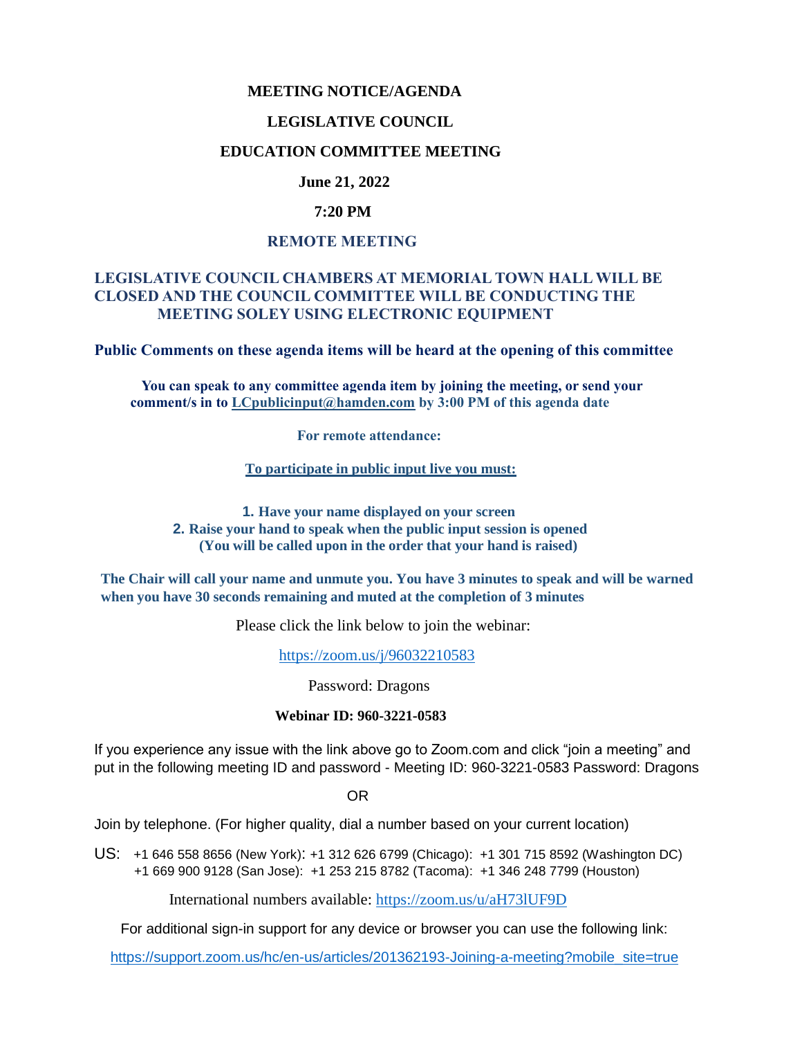**MEETING NOTICE/AGENDA**

**LEGISLATIVE COUNCIL**

**EDUCATION COMMITTEE MEETING**

**June 21, 2022**

**7:20 PM**

**REMOTE MEETING**

**LEGISLATIVE COUNCIL CHAMBERS AT MEMORIAL TOWN HALL WILL BE CLOSED AND THE COUNCIL COMMITTEE WILL BE CONDUCTING THE MEETING SOLEY USING ELECTRONIC EQUIPMENT**

**Public Comments on these agenda items will be heard at the opening of this committee**

**You can speak to any committee agenda item by joining the meeting, or send your comment/s in to [LCpublicinput@hamden.com](mailto:LCpublicinput@hamden.com) by 3:00 PM of this agenda date**

**For remote attendance:**

**<u>To participate in public input live you must:</u>**

1. **Have your name displayed on your screen**
2. **Raise your hand to speak when the public input session is opened (You will be called upon in the order that your hand is raised)**

**The Chair will call your name and unmute you. You have 3 minutes to speak and will be warned when you have 30 seconds remaining and muted at the completion of 3 minutes**

Please click the link below to join the webinar:

https://zoom.us/j/96032210583

Password: Dragons

**Webinar ID: 960-3221-0583**

If you experience any issue with the link above go to Zoom.com and click "join a meeting" and put in the following meeting ID and password - Meeting ID: 960-3221-0583 Password: Dragons

OR

Join by telephone. (For higher quality, dial a number based on your current location)

US: +1 646 558 8656 (New York): +1 312 626 6799 (Chicago): +1 301 715 8592 (Washington DC)
+1 669 900 9128 (San Jose): +1 253 215 8782 (Tacoma): +1 346 248 7799 (Houston)

International numbers available: https://zoom.us/u/aH73lUF9D

For additional sign-in support for any device or browser you can use the following link:

https://support.zoom.us/hc/en-us/articles/201362193-Joining-a-meeting?mobile_site=true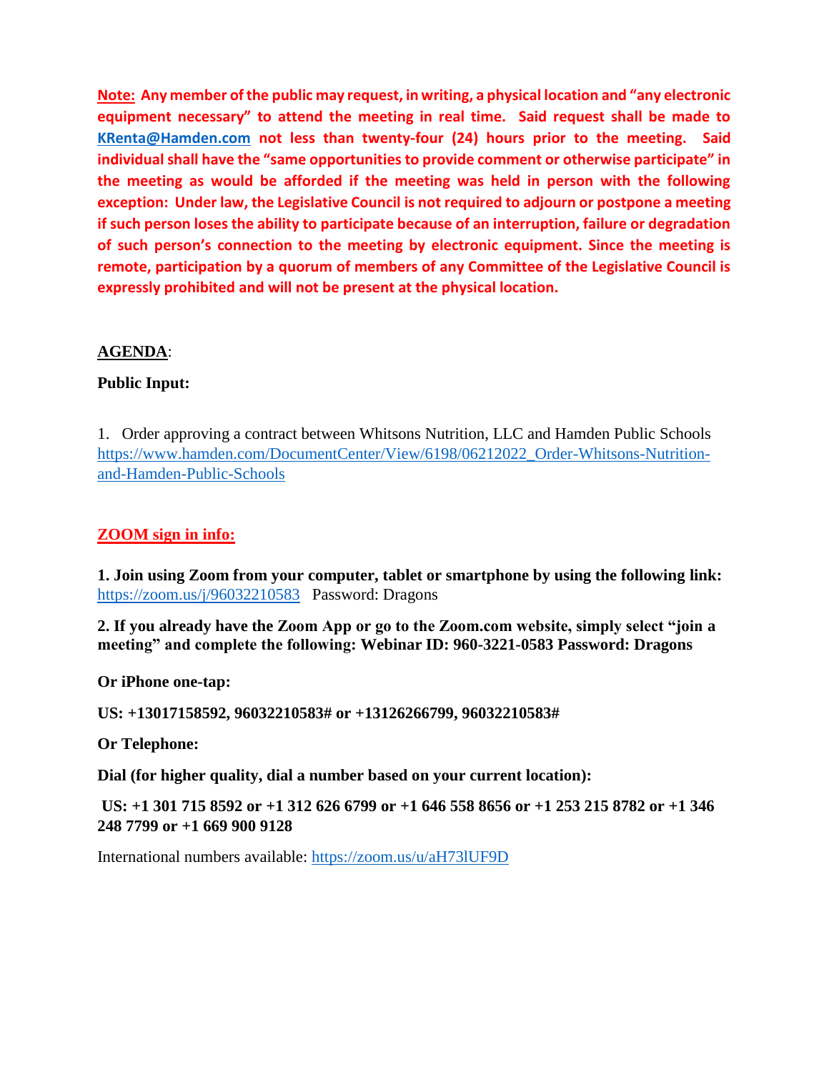**Note: Any member of the public may request, in writing, a physical location and "any electronic equipment necessary" to attend the meeting in real time. Said request shall be made to KRenta@Hamden.com not less than twenty-four (24) hours prior to the meeting. Said individual shall have the "same opportunities to provide comment or otherwise participate" in the meeting as would be afforded if the meeting was held in person with the following exception: Under law, the Legislative Council is not required to adjourn or postpone a meeting if such person loses the ability to participate because of an interruption, failure or degradation of such person's connection to the meeting by electronic equipment. Since the meeting is remote, participation by a quorum of members of any Committee of the Legislative Council is expressly prohibited and will not be present at the physical location.**

**AGENDA**:

**Public Input:**

1. Order approving a contract between Whitsons Nutrition, LLC and Hamden Public Schools https://www.hamden.com/DocumentCenter/View/6198/06212022_Order-Whitsons-Nutrition-and-Hamden-Public-Schools

**ZOOM sign in info:**

**1. Join using Zoom from your computer, tablet or smartphone by using the following link:** https://zoom.us/j/96032210583 Password: Dragons

**2. If you already have the Zoom App or go to the Zoom.com website, simply select "join a meeting" and complete the following: Webinar ID: 960-3221-0583 Password: Dragons**

**Or iPhone one-tap:**

**US: +13017158592, 96032210583# or +13126266799, 96032210583#**

**Or Telephone:**

**Dial (for higher quality, dial a number based on your current location):**

**US: +1 301 715 8592 or +1 312 626 6799 or +1 646 558 8656 or +1 253 215 8782 or +1 346 248 7799 or +1 669 900 9128**

International numbers available: https://zoom.us/u/aH73lUF9D